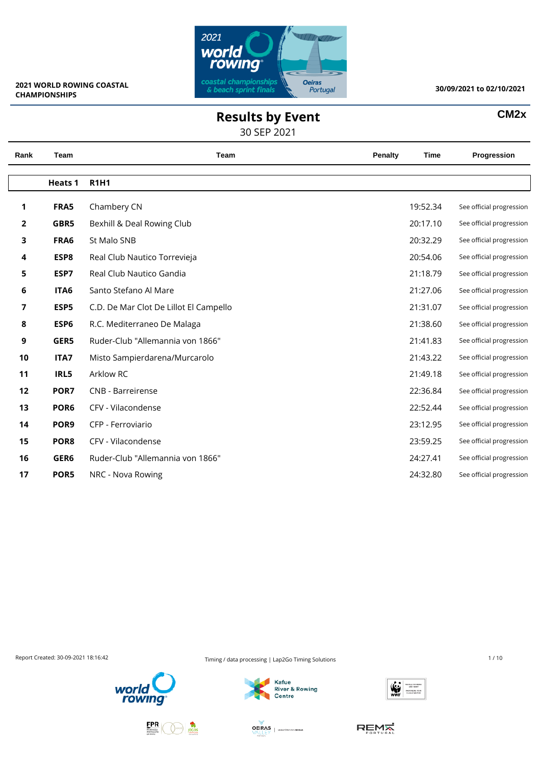2021 WORLD ROWING COASTAL CHAMPIONSHIPS

30/09/2021 to 02/10/2021

# Results by Event

30 SEP 2021

**CM2x**

| Rank | Team | Team | Penalty | Time | Progression |
|---|---|---|---|---|---|
| | **Heats 1** | **R1H1** | | | |
| **1** | **FRA5** | Chambery CN | | 19:52.34 | See official progression |
| **2** | **GBR5** | Bexhill & Deal Rowing Club | | 20:17.10 | See official progression |
| **3** | **FRA6** | St Malo SNB | | 20:32.29 | See official progression |
| **4** | **ESP8** | Real Club Nautico Torrevieja | | 20:54.06 | See official progression |
| **5** | **ESP7** | Real Club Nautico Gandia | | 21:18.79 | See official progression |
| **6** | **ITA6** | Santo Stefano Al Mare | | 21:27.06 | See official progression |
| **7** | **ESP5** | C.D. De Mar Clot De Lillot El Campello | | 21:31.07 | See official progression |
| **8** | **ESP6** | R.C. Mediterraneo De Malaga | | 21:38.60 | See official progression |
| **9** | **GER5** | Ruder-Club "Allemannia von 1866" | | 21:41.83 | See official progression |
| **10** | **ITA7** | Misto Sampierdarena/Murcarolo | | 21:43.22 | See official progression |
| **11** | **IRL5** | Arklow RC | | 21:49.18 | See official progression |
| **12** | **POR7** | CNB - Barreirense | | 22:36.84 | See official progression |
| **13** | **POR6** | CFV - Vilacondense | | 22:52.44 | See official progression |
| **14** | **POR9** | CFP - Ferroviario | | 23:12.95 | See official progression |
| **15** | **POR8** | CFV - Vilacondense | | 23:59.25 | See official progression |
| **16** | **GER6** | Ruder-Club "Allemannia von 1866" | | 24:27.41 | See official progression |
| **17** | **POR5** | NRC - Nova Rowing | | 24:32.80 | See official progression |

Report Created: 30-09-2021 18:16:42

Timing / data processing | Lap2Go Timing Solutions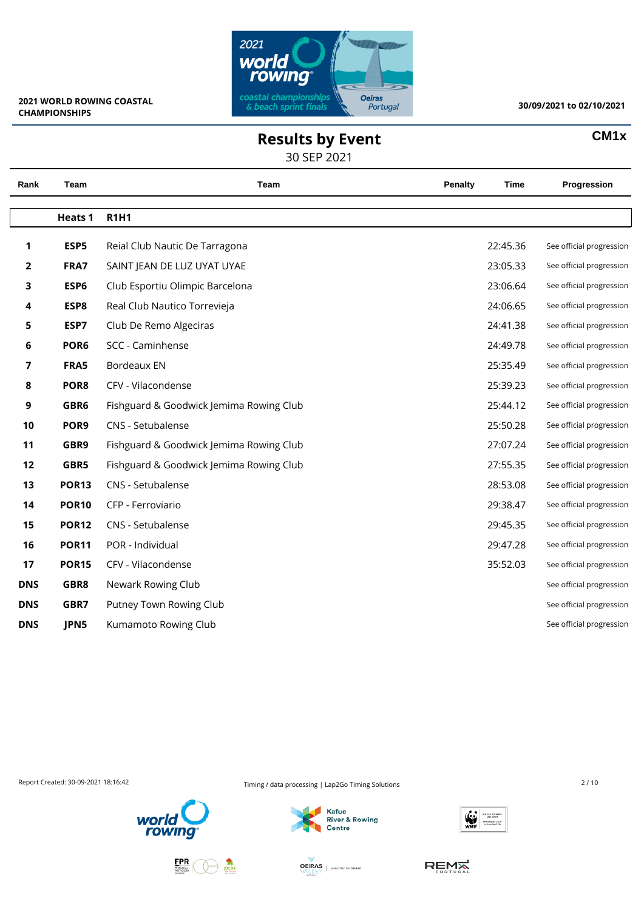2021 WORLD ROWING COASTAL CHAMPIONSHIPS

30/09/2021 to 02/10/2021

# Results by Event

30 SEP 2021

**CM1x**

| Rank | Team | Team | Penalty | Time | Progression |
|---|---|---|---|---|---|
| | **Heats 1** | **R1H1** | | | |
| **1** | **ESP5** | Reial Club Nautic De Tarragona | | 22:45.36 | See official progression |
| **2** | **FRA7** | SAINT JEAN DE LUZ UYAT UYAE | | 23:05.33 | See official progression |
| **3** | **ESP6** | Club Esportiu Olimpic Barcelona | | 23:06.64 | See official progression |
| **4** | **ESP8** | Real Club Nautico Torrevieja | | 24:06.65 | See official progression |
| **5** | **ESP7** | Club De Remo Algeciras | | 24:41.38 | See official progression |
| **6** | **POR6** | SCC - Caminhense | | 24:49.78 | See official progression |
| **7** | **FRA5** | Bordeaux EN | | 25:35.49 | See official progression |
| **8** | **POR8** | CFV - Vilacondense | | 25:39.23 | See official progression |
| **9** | **GBR6** | Fishguard & Goodwick Jemima Rowing Club | | 25:44.12 | See official progression |
| **10** | **POR9** | CNS - Setubalense | | 25:50.28 | See official progression |
| **11** | **GBR9** | Fishguard & Goodwick Jemima Rowing Club | | 27:07.24 | See official progression |
| **12** | **GBR5** | Fishguard & Goodwick Jemima Rowing Club | | 27:55.35 | See official progression |
| **13** | **POR13** | CNS - Setubalense | | 28:53.08 | See official progression |
| **14** | **POR10** | CFP - Ferroviario | | 29:38.47 | See official progression |
| **15** | **POR12** | CNS - Setubalense | | 29:45.35 | See official progression |
| **16** | **POR11** | POR - Individual | | 29:47.28 | See official progression |
| **17** | **POR15** | CFV - Vilacondense | | 35:52.03 | See official progression |
| **DNS** | **GBR8** | Newark Rowing Club | | | See official progression |
| **DNS** | **GBR7** | Putney Town Rowing Club | | | See official progression |
| **DNS** | **JPN5** | Kumamoto Rowing Club | | | See official progression |

Report Created: 30-09-2021 18:16:42

Timing / data processing | Lap2Go Timing Solutions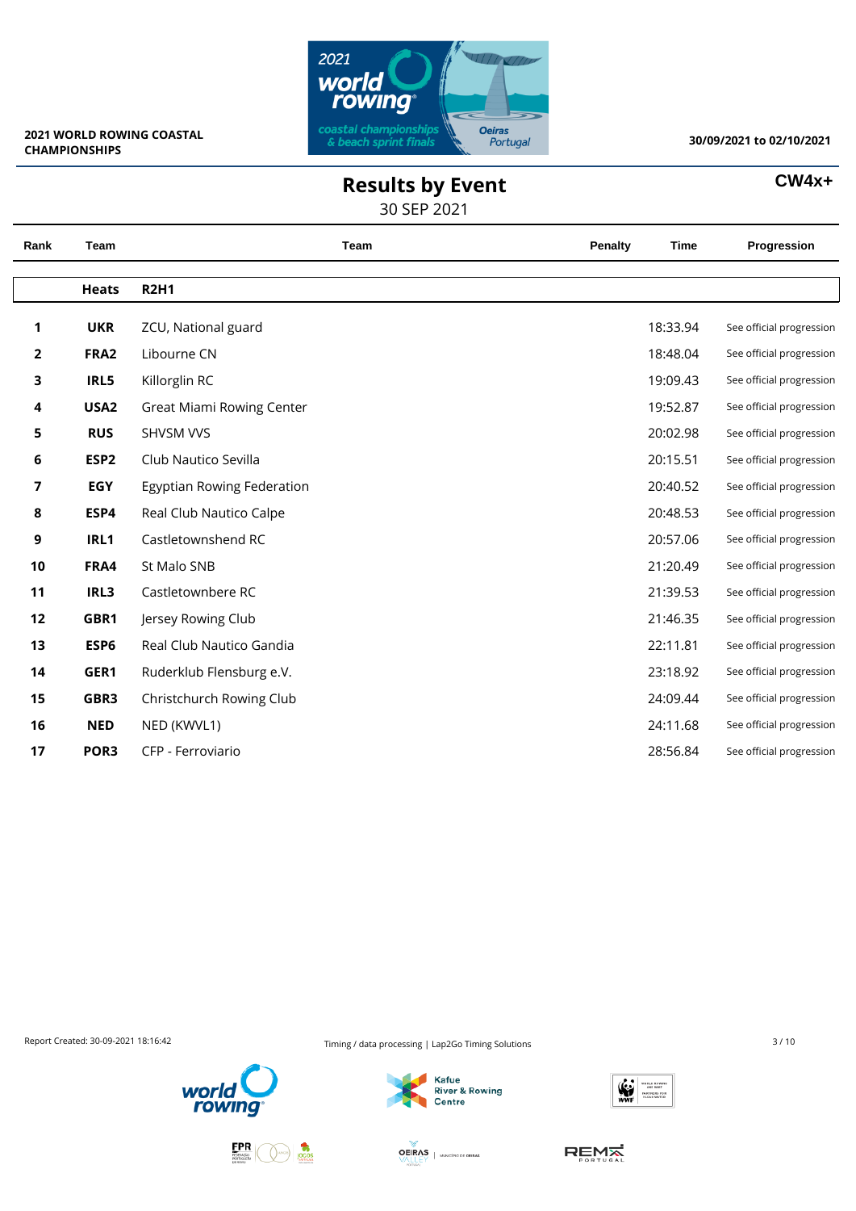2021 WORLD ROWING COASTAL CHAMPIONSHIPS

30/09/2021 to 02/10/2021

# Results by Event

30 SEP 2021

**CW4x+**

| Rank | Team | Team | Penalty | Time | Progression |
|---|---|---|---|---|---|
| | **Heats** | **R2H1** | | | |
| **1** | **UKR** | ZCU, National guard | | 18:33.94 | See official progression |
| **2** | **FRA2** | Libourne CN | | 18:48.04 | See official progression |
| **3** | **IRL5** | Killorglin RC | | 19:09.43 | See official progression |
| **4** | **USA2** | Great Miami Rowing Center | | 19:52.87 | See official progression |
| **5** | **RUS** | SHVSM VVS | | 20:02.98 | See official progression |
| **6** | **ESP2** | Club Nautico Sevilla | | 20:15.51 | See official progression |
| **7** | **EGY** | Egyptian Rowing Federation | | 20:40.52 | See official progression |
| **8** | **ESP4** | Real Club Nautico Calpe | | 20:48.53 | See official progression |
| **9** | **IRL1** | Castletownshend RC | | 20:57.06 | See official progression |
| **10** | **FRA4** | St Malo SNB | | 21:20.49 | See official progression |
| **11** | **IRL3** | Castletownbere RC | | 21:39.53 | See official progression |
| **12** | **GBR1** | Jersey Rowing Club | | 21:46.35 | See official progression |
| **13** | **ESP6** | Real Club Nautico Gandia | | 22:11.81 | See official progression |
| **14** | **GER1** | Ruderklub Flensburg e.V. | | 23:18.92 | See official progression |
| **15** | **GBR3** | Christchurch Rowing Club | | 24:09.44 | See official progression |
| **16** | **NED** | NED (KWVL1) | | 24:11.68 | See official progression |
| **17** | **POR3** | CFP - Ferroviario | | 28:56.84 | See official progression |

Report Created: 30-09-2021 18:16:42

Timing / data processing | Lap2Go Timing Solutions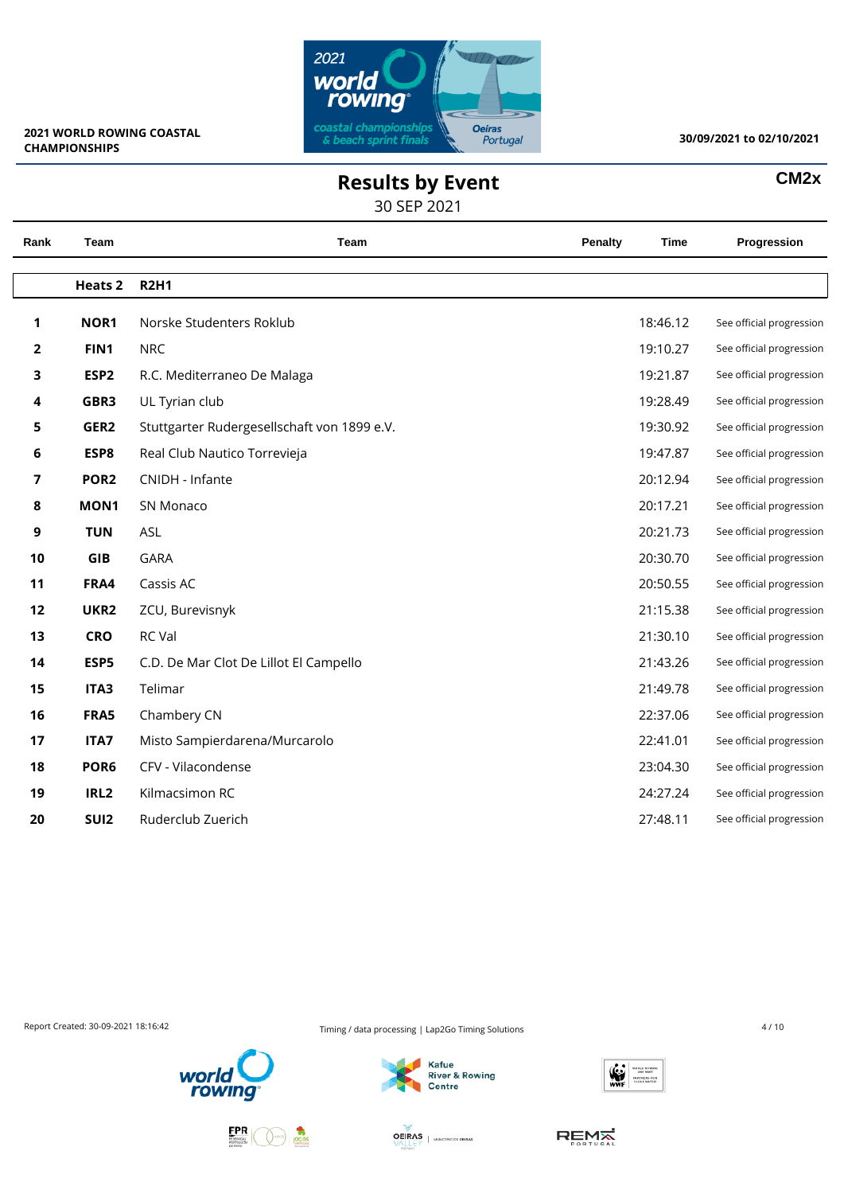2021 WORLD ROWING COASTAL CHAMPIONSHIPS

30/09/2021 to 02/10/2021

# Results by Event

30 SEP 2021

**CM2x**

| Rank | Team | Team | Penalty | Time | Progression |
|---|---|---|---|---|---|
| | **Heats 2** | **R2H1** | | | |
| 1 | NOR1 | Norske Studenters Roklub | | 18:46.12 | See official progression |
| 2 | FIN1 | NRC | | 19:10.27 | See official progression |
| 3 | ESP2 | R.C. Mediterraneo De Malaga | | 19:21.87 | See official progression |
| 4 | GBR3 | UL Tyrian club | | 19:28.49 | See official progression |
| 5 | GER2 | Stuttgarter Rudergesellschaft von 1899 e.V. | | 19:30.92 | See official progression |
| 6 | ESP8 | Real Club Nautico Torrevieja | | 19:47.87 | See official progression |
| 7 | POR2 | CNIDH - Infante | | 20:12.94 | See official progression |
| 8 | MON1 | SN Monaco | | 20:17.21 | See official progression |
| 9 | TUN | ASL | | 20:21.73 | See official progression |
| 10 | GIB | GARA | | 20:30.70 | See official progression |
| 11 | FRA4 | Cassis AC | | 20:50.55 | See official progression |
| 12 | UKR2 | ZCU, Burevisnyk | | 21:15.38 | See official progression |
| 13 | CRO | RC Val | | 21:30.10 | See official progression |
| 14 | ESP5 | C.D. De Mar Clot De Lillot El Campello | | 21:43.26 | See official progression |
| 15 | ITA3 | Telimar | | 21:49.78 | See official progression |
| 16 | FRA5 | Chambery CN | | 22:37.06 | See official progression |
| 17 | ITA7 | Misto Sampierdarena/Murcarolo | | 22:41.01 | See official progression |
| 18 | POR6 | CFV - Vilacondense | | 23:04.30 | See official progression |
| 19 | IRL2 | Kilmacsimon RC | | 24:27.24 | See official progression |
| 20 | SUI2 | Ruderclub Zuerich | | 27:48.11 | See official progression |

Report Created: 30-09-2021 18:16:42

Timing / data processing | Lap2Go Timing Solutions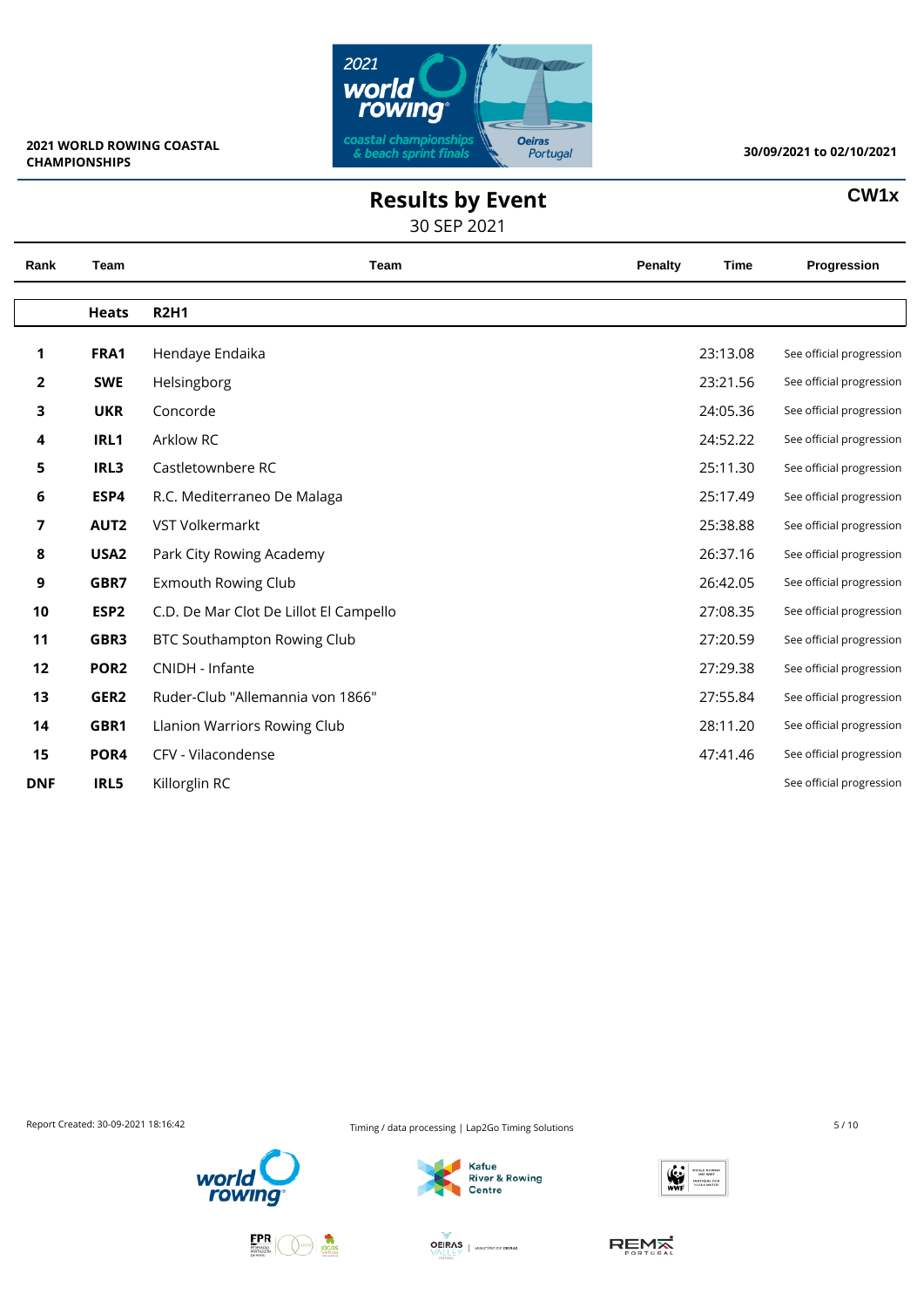2021 WORLD ROWING COASTAL CHAMPIONSHIPS

30/09/2021 to 02/10/2021

# Results by Event

30 SEP 2021

**CW1x**

| Rank | Team | Team | Penalty | Time | Progression |
|---|---|---|---|---|---|
| | **Heats** | **R2H1** | | | |
| **1** | **FRA1** | Hendaye Endaika | | 23:13.08 | See official progression |
| **2** | **SWE** | Helsingborg | | 23:21.56 | See official progression |
| **3** | **UKR** | Concorde | | 24:05.36 | See official progression |
| **4** | **IRL1** | Arklow RC | | 24:52.22 | See official progression |
| **5** | **IRL3** | Castletownbere RC | | 25:11.30 | See official progression |
| **6** | **ESP4** | R.C. Mediterraneo De Malaga | | 25:17.49 | See official progression |
| **7** | **AUT2** | VST Volkermarkt | | 25:38.88 | See official progression |
| **8** | **USA2** | Park City Rowing Academy | | 26:37.16 | See official progression |
| **9** | **GBR7** | Exmouth Rowing Club | | 26:42.05 | See official progression |
| **10** | **ESP2** | C.D. De Mar Clot De Lillot El Campello | | 27:08.35 | See official progression |
| **11** | **GBR3** | BTC Southampton Rowing Club | | 27:20.59 | See official progression |
| **12** | **POR2** | CNIDH - Infante | | 27:29.38 | See official progression |
| **13** | **GER2** | Ruder-Club "Allemannia von 1866" | | 27:55.84 | See official progression |
| **14** | **GBR1** | Llanion Warriors Rowing Club | | 28:11.20 | See official progression |
| **15** | **POR4** | CFV - Vilacondense | | 47:41.46 | See official progression |
| **DNF** | **IRL5** | Killorglin RC | | | See official progression |

Report Created: 30-09-2021 18:16:42

Timing / data processing | Lap2Go Timing Solutions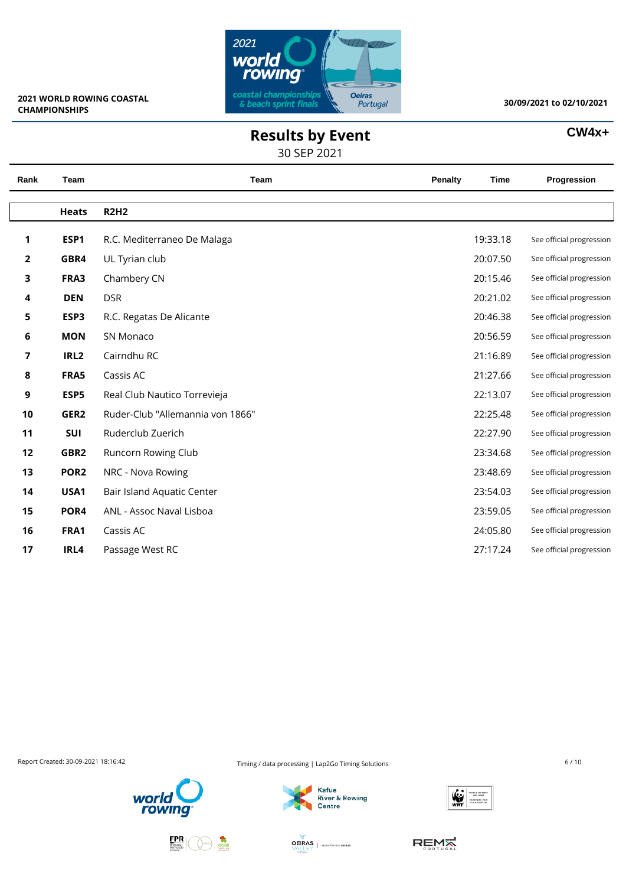2021 WORLD ROWING COASTAL CHAMPIONSHIPS

30/09/2021 to 02/10/2021

# Results by Event

30 SEP 2021

**CW4x+**

| Rank | Team | Team | Penalty | Time | Progression |
|---|---|---|---|---|---|
| | **Heats** | **R2H2** | | | |
| 1 | **ESP1** | R.C. Mediterraneo De Malaga | | 19:33.18 | See official progression |
| 2 | **GBR4** | UL Tyrian club | | 20:07.50 | See official progression |
| 3 | **FRA3** | Chambery CN | | 20:15.46 | See official progression |
| 4 | **DEN** | DSR | | 20:21.02 | See official progression |
| 5 | **ESP3** | R.C. Regatas De Alicante | | 20:46.38 | See official progression |
| 6 | **MON** | SN Monaco | | 20:56.59 | See official progression |
| 7 | **IRL2** | Cairndhu RC | | 21:16.89 | See official progression |
| 8 | **FRA5** | Cassis AC | | 21:27.66 | See official progression |
| 9 | **ESP5** | Real Club Nautico Torrevieja | | 22:13.07 | See official progression |
| 10 | **GER2** | Ruder-Club "Allemannia von 1866" | | 22:25.48 | See official progression |
| 11 | **SUI** | Ruderclub Zuerich | | 22:27.90 | See official progression |
| 12 | **GBR2** | Runcorn Rowing Club | | 23:34.68 | See official progression |
| 13 | **POR2** | NRC - Nova Rowing | | 23:48.69 | See official progression |
| 14 | **USA1** | Bair Island Aquatic Center | | 23:54.03 | See official progression |
| 15 | **POR4** | ANL - Assoc Naval Lisboa | | 23:59.05 | See official progression |
| 16 | **FRA1** | Cassis AC | | 24:05.80 | See official progression |
| 17 | **IRL4** | Passage West RC | | 27:17.24 | See official progression |

Report Created: 30-09-2021 18:16:42

Timing / data processing | Lap2Go Timing Solutions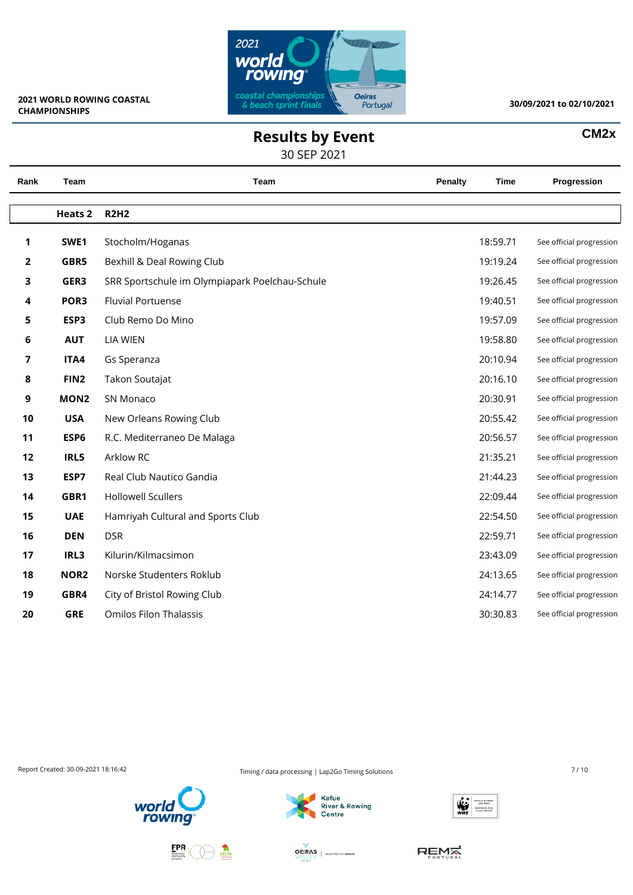**2021 WORLD ROWING COASTAL CHAMPIONSHIPS**

**30/09/2021 to 02/10/2021**

# Results by Event

30 SEP 2021

**CM2x**

| Rank | Team | Team | Penalty | Time | Progression |
|---|---|---|---|---|---|
| | **Heats 2** | **R2H2** | | | |
| **1** | **SWE1** | Stocholm/Hoganas | | 18:59.71 | See official progression |
| **2** | **GBR5** | Bexhill & Deal Rowing Club | | 19:19.24 | See official progression |
| **3** | **GER3** | SRR Sportschule im Olympiapark Poelchau-Schule | | 19:26.45 | See official progression |
| **4** | **POR3** | Fluvial Portuense | | 19:40.51 | See official progression |
| **5** | **ESP3** | Club Remo Do Mino | | 19:57.09 | See official progression |
| **6** | **AUT** | LIA WIEN | | 19:58.80 | See official progression |
| **7** | **ITA4** | Gs Speranza | | 20:10.94 | See official progression |
| **8** | **FIN2** | Takon Soutajat | | 20:16.10 | See official progression |
| **9** | **MON2** | SN Monaco | | 20:30.91 | See official progression |
| **10** | **USA** | New Orleans Rowing Club | | 20:55.42 | See official progression |
| **11** | **ESP6** | R.C. Mediterraneo De Malaga | | 20:56.57 | See official progression |
| **12** | **IRL5** | Arklow RC | | 21:35.21 | See official progression |
| **13** | **ESP7** | Real Club Nautico Gandia | | 21:44.23 | See official progression |
| **14** | **GBR1** | Hollowell Scullers | | 22:09.44 | See official progression |
| **15** | **UAE** | Hamriyah Cultural and Sports Club | | 22:54.50 | See official progression |
| **16** | **DEN** | DSR | | 22:59.71 | See official progression |
| **17** | **IRL3** | Kilurin/Kilmacsimon | | 23:43.09 | See official progression |
| **18** | **NOR2** | Norske Studenters Roklub | | 24:13.65 | See official progression |
| **19** | **GBR4** | City of Bristol Rowing Club | | 24:14.77 | See official progression |
| **20** | **GRE** | Omilos Filon Thalassis | | 30:30.83 | See official progression |

Report Created: 30-09-2021 18:16:42

Timing / data processing | Lap2Go Timing Solutions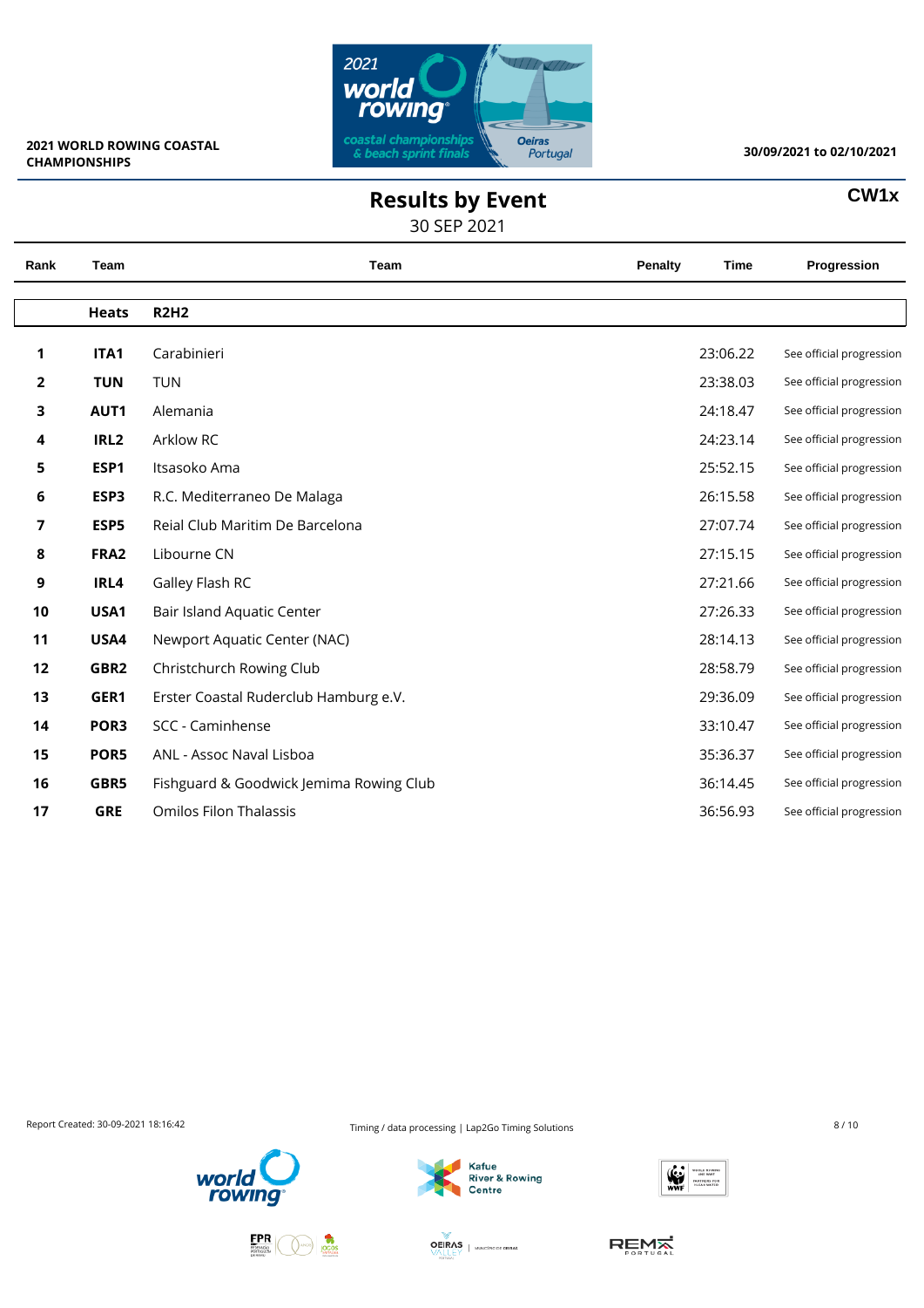2021 WORLD ROWING COASTAL CHAMPIONSHIPS

30/09/2021 to 02/10/2021

# Results by Event

30 SEP 2021

**CW1x**

| Rank | Team | Team | Penalty | Time | Progression |
|---|---|---|---|---|---|
| | **Heats** | **R2H2** | | | |
| **1** | **ITA1** | Carabinieri | | 23:06.22 | See official progression |
| **2** | **TUN** | TUN | | 23:38.03 | See official progression |
| **3** | **AUT1** | Alemania | | 24:18.47 | See official progression |
| **4** | **IRL2** | Arklow RC | | 24:23.14 | See official progression |
| **5** | **ESP1** | Itsasoko Ama | | 25:52.15 | See official progression |
| **6** | **ESP3** | R.C. Mediterraneo De Malaga | | 26:15.58 | See official progression |
| **7** | **ESP5** | Reial Club Maritim De Barcelona | | 27:07.74 | See official progression |
| **8** | **FRA2** | Libourne CN | | 27:15.15 | See official progression |
| **9** | **IRL4** | Galley Flash RC | | 27:21.66 | See official progression |
| **10** | **USA1** | Bair Island Aquatic Center | | 27:26.33 | See official progression |
| **11** | **USA4** | Newport Aquatic Center (NAC) | | 28:14.13 | See official progression |
| **12** | **GBR2** | Christchurch Rowing Club | | 28:58.79 | See official progression |
| **13** | **GER1** | Erster Coastal Ruderclub Hamburg e.V. | | 29:36.09 | See official progression |
| **14** | **POR3** | SCC - Caminhense | | 33:10.47 | See official progression |
| **15** | **POR5** | ANL - Assoc Naval Lisboa | | 35:36.37 | See official progression |
| **16** | **GBR5** | Fishguard & Goodwick Jemima Rowing Club | | 36:14.45 | See official progression |
| **17** | **GRE** | Omilos Filon Thalassis | | 36:56.93 | See official progression |

Report Created: 30-09-2021 18:16:42

Timing / data processing | Lap2Go Timing Solutions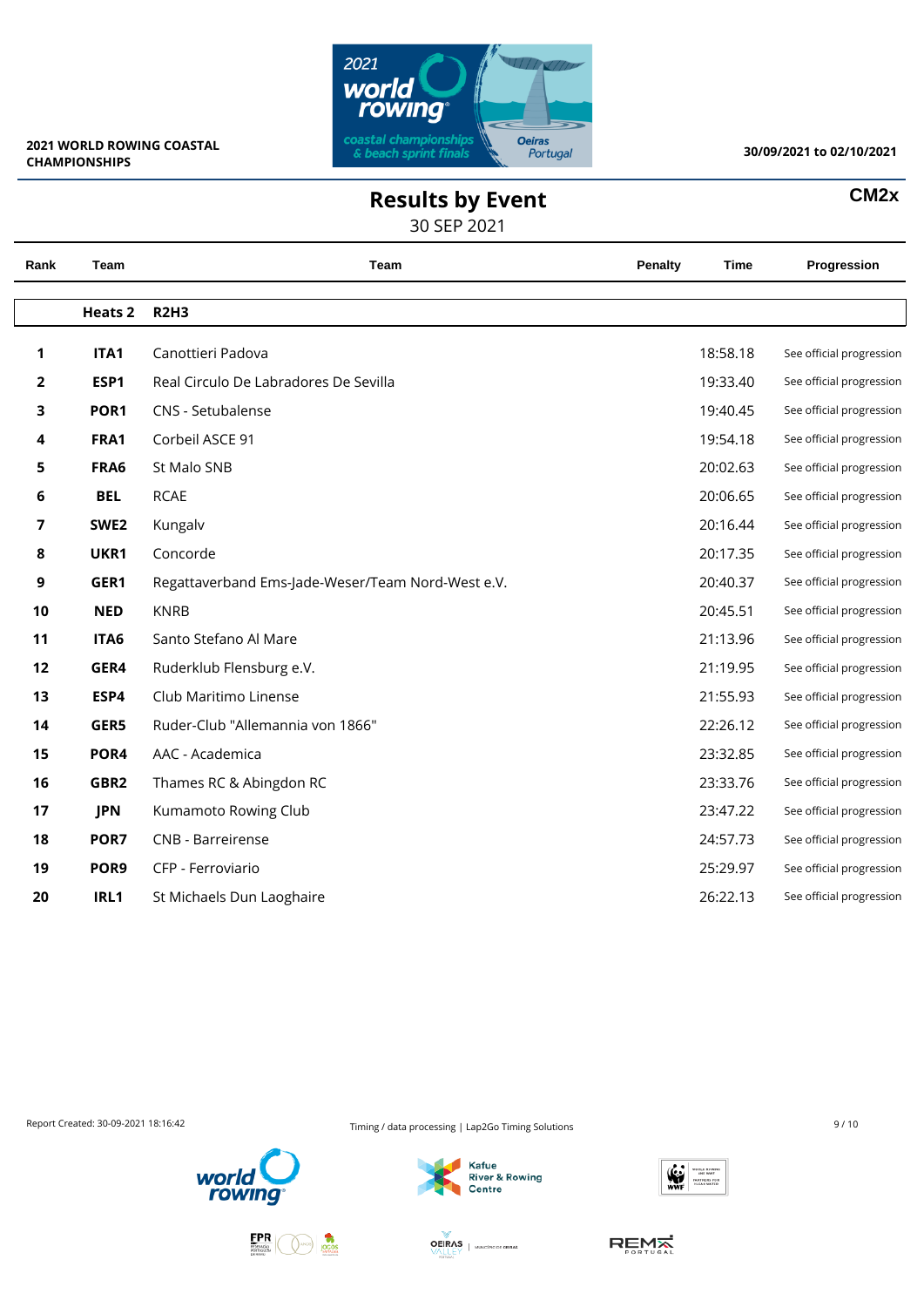**2021 WORLD ROWING COASTAL CHAMPIONSHIPS**

**30/09/2021 to 02/10/2021**

# Results by Event

**CM2x**

30 SEP 2021

| Rank | Team | Team | Penalty | Time | Progression |
|---|---|---|---|---|---|
| | **Heats 2** | **R2H3** | | | |
| **1** | **ITA1** | Canottieri Padova | | 18:58.18 | See official progression |
| **2** | **ESP1** | Real Circulo De Labradores De Sevilla | | 19:33.40 | See official progression |
| **3** | **POR1** | CNS - Setubalense | | 19:40.45 | See official progression |
| **4** | **FRA1** | Corbeil ASCE 91 | | 19:54.18 | See official progression |
| **5** | **FRA6** | St Malo SNB | | 20:02.63 | See official progression |
| **6** | **BEL** | RCAE | | 20:06.65 | See official progression |
| **7** | **SWE2** | Kungalv | | 20:16.44 | See official progression |
| **8** | **UKR1** | Concorde | | 20:17.35 | See official progression |
| **9** | **GER1** | Regattaverband Ems-Jade-Weser/Team Nord-West e.V. | | 20:40.37 | See official progression |
| **10** | **NED** | KNRB | | 20:45.51 | See official progression |
| **11** | **ITA6** | Santo Stefano Al Mare | | 21:13.96 | See official progression |
| **12** | **GER4** | Ruderklub Flensburg e.V. | | 21:19.95 | See official progression |
| **13** | **ESP4** | Club Maritimo Linense | | 21:55.93 | See official progression |
| **14** | **GER5** | Ruder-Club "Allemannia von 1866" | | 22:26.12 | See official progression |
| **15** | **POR4** | AAC - Academica | | 23:32.85 | See official progression |
| **16** | **GBR2** | Thames RC & Abingdon RC | | 23:33.76 | See official progression |
| **17** | **JPN** | Kumamoto Rowing Club | | 23:47.22 | See official progression |
| **18** | **POR7** | CNB - Barreirense | | 24:57.73 | See official progression |
| **19** | **POR9** | CFP - Ferroviario | | 25:29.97 | See official progression |
| **20** | **IRL1** | St Michaels Dun Laoghaire | | 26:22.13 | See official progression |

Report Created: 30-09-2021 18:16:42

Timing / data processing | Lap2Go Timing Solutions